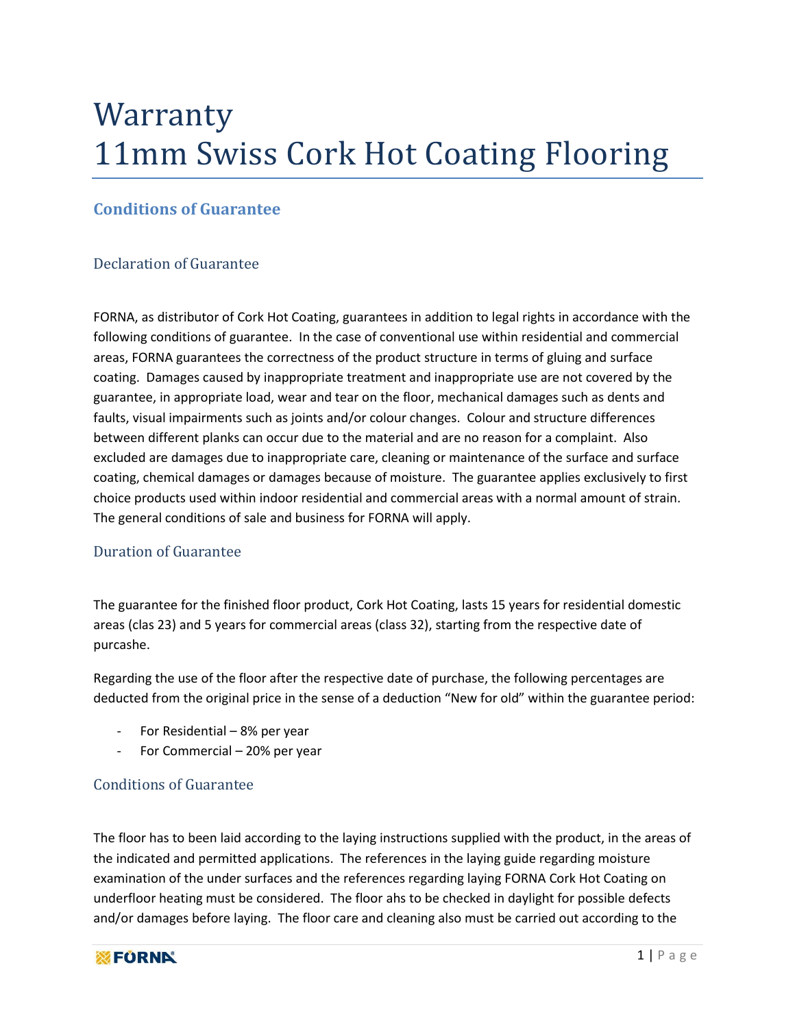# Warranty
# 11mm Swiss Cork Hot Coating Flooring

## Conditions of Guarantee

### Declaration of Guarantee

FORNA, as distributor of Cork Hot Coating, guarantees in addition to legal rights in accordance with the following conditions of guarantee. In the case of conventional use within residential and commercial areas, FORNA guarantees the correctness of the product structure in terms of gluing and surface coating. Damages caused by inappropriate treatment and inappropriate use are not covered by the guarantee, in appropriate load, wear and tear on the floor, mechanical damages such as dents and faults, visual impairments such as joints and/or colour changes. Colour and structure differences between different planks can occur due to the material and are no reason for a complaint. Also excluded are damages due to inappropriate care, cleaning or maintenance of the surface and surface coating, chemical damages or damages because of moisture. The guarantee applies exclusively to first choice products used within indoor residential and commercial areas with a normal amount of strain. The general conditions of sale and business for FORNA will apply.

### Duration of Guarantee

The guarantee for the finished floor product, Cork Hot Coating, lasts 15 years for residential domestic areas (clas 23) and 5 years for commercial areas (class 32), starting from the respective date of purcashe.

Regarding the use of the floor after the respective date of purchase, the following percentages are deducted from the original price in the sense of a deduction "New for old" within the guarantee period:

- For Residential – 8% per year
- For Commercial – 20% per year

### Conditions of Guarantee

The floor has to been laid according to the laying instructions supplied with the product, in the areas of the indicated and permitted applications. The references in the laying guide regarding moisture examination of the under surfaces and the references regarding laying FORNA Cork Hot Coating on underfloor heating must be considered. The floor ahs to be checked in daylight for possible defects and/or damages before laying. The floor care and cleaning also must be carried out according to the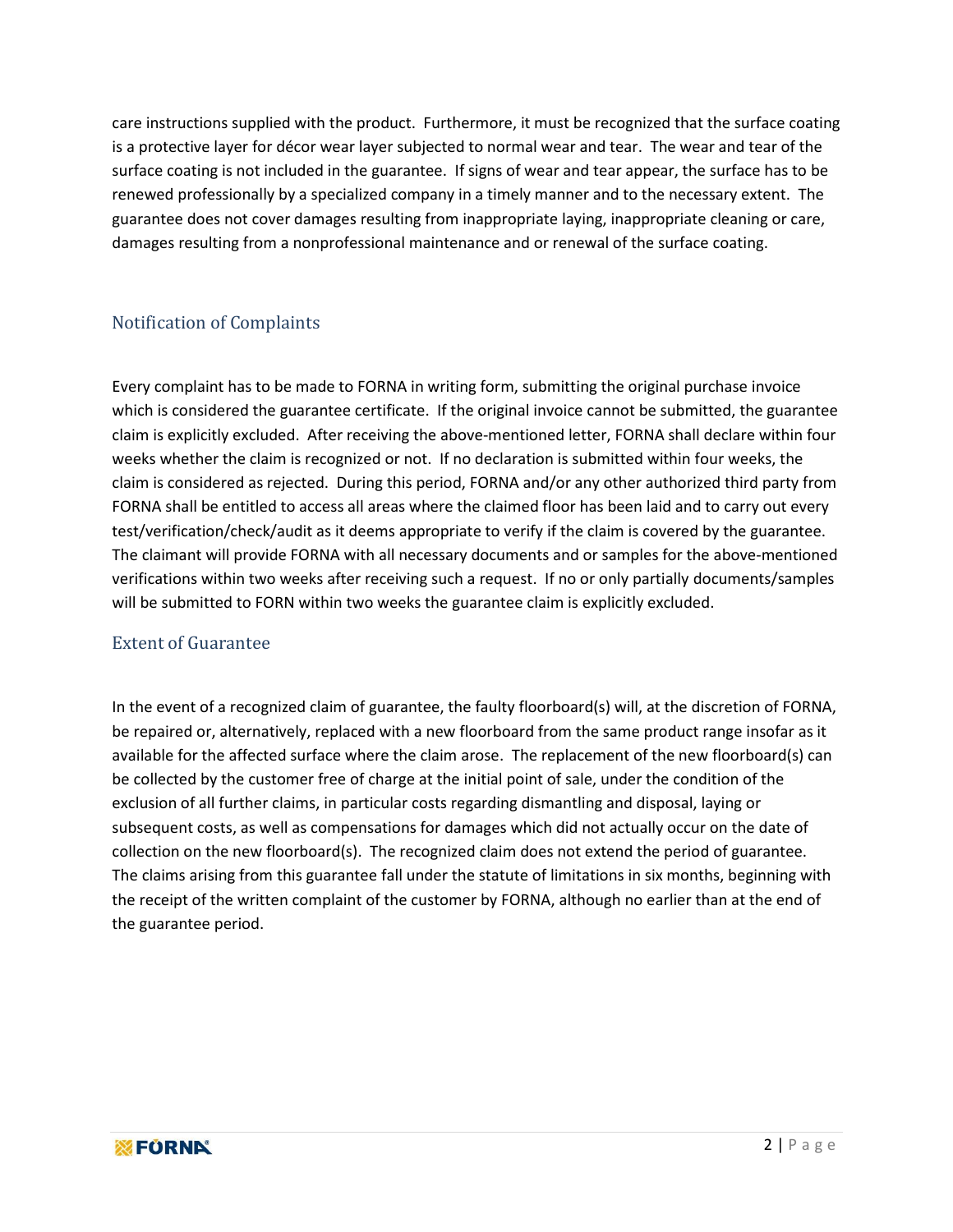care instructions supplied with the product. Furthermore, it must be recognized that the surface coating is a protective layer for décor wear layer subjected to normal wear and tear. The wear and tear of the surface coating is not included in the guarantee. If signs of wear and tear appear, the surface has to be renewed professionally by a specialized company in a timely manner and to the necessary extent. The guarantee does not cover damages resulting from inappropriate laying, inappropriate cleaning or care, damages resulting from a nonprofessional maintenance and or renewal of the surface coating.

## Notification of Complaints

Every complaint has to be made to FORNA in writing form, submitting the original purchase invoice which is considered the guarantee certificate. If the original invoice cannot be submitted, the guarantee claim is explicitly excluded. After receiving the above-mentioned letter, FORNA shall declare within four weeks whether the claim is recognized or not. If no declaration is submitted within four weeks, the claim is considered as rejected. During this period, FORNA and/or any other authorized third party from FORNA shall be entitled to access all areas where the claimed floor has been laid and to carry out every test/verification/check/audit as it deems appropriate to verify if the claim is covered by the guarantee. The claimant will provide FORNA with all necessary documents and or samples for the above-mentioned verifications within two weeks after receiving such a request. If no or only partially documents/samples will be submitted to FORN within two weeks the guarantee claim is explicitly excluded.

## Extent of Guarantee

In the event of a recognized claim of guarantee, the faulty floorboard(s) will, at the discretion of FORNA, be repaired or, alternatively, replaced with a new floorboard from the same product range insofar as it available for the affected surface where the claim arose. The replacement of the new floorboard(s) can be collected by the customer free of charge at the initial point of sale, under the condition of the exclusion of all further claims, in particular costs regarding dismantling and disposal, laying or subsequent costs, as well as compensations for damages which did not actually occur on the date of collection on the new floorboard(s). The recognized claim does not extend the period of guarantee. The claims arising from this guarantee fall under the statute of limitations in six months, beginning with the receipt of the written complaint of the customer by FORNA, although no earlier than at the end of the guarantee period.